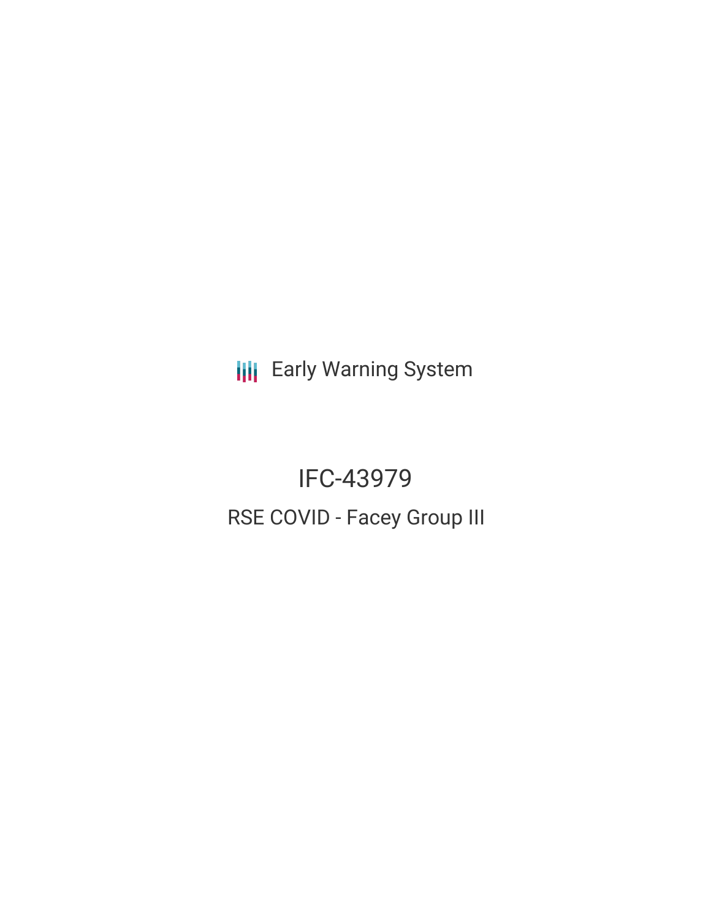Early Warning System

# IFC-43979

## RSE COVID - Facey Group III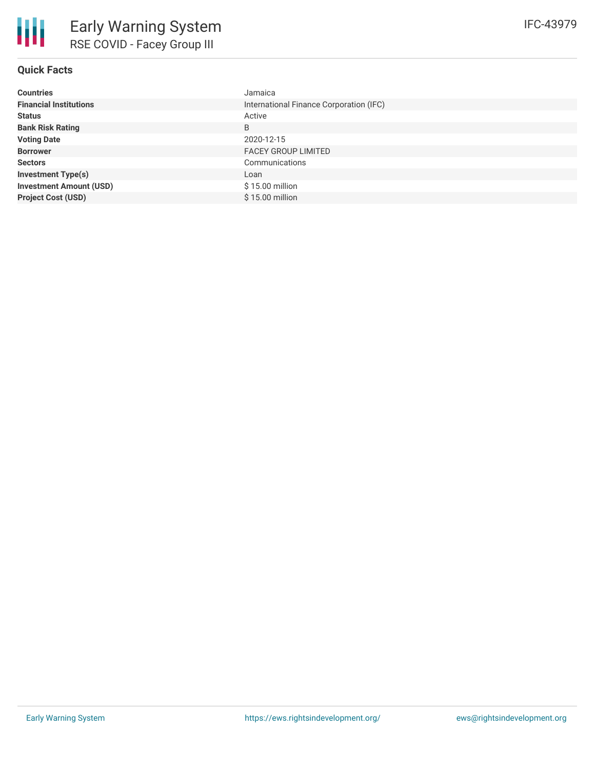# Early Warning System

## RSE COVID - Facey Group III

IFC-43979

### Quick Facts

| | |
|---|---|
| **Countries** | Jamaica |
| **Financial Institutions** | International Finance Corporation (IFC) |
| **Status** | Active |
| **Bank Risk Rating** | B |
| **Voting Date** | 2020-12-15 |
| **Borrower** | FACEY GROUP LIMITED |
| **Sectors** | Communications |
| **Investment Type(s)** | Loan |
| **Investment Amount (USD)** | $ 15.00 million |
| **Project Cost (USD)** | $ 15.00 million |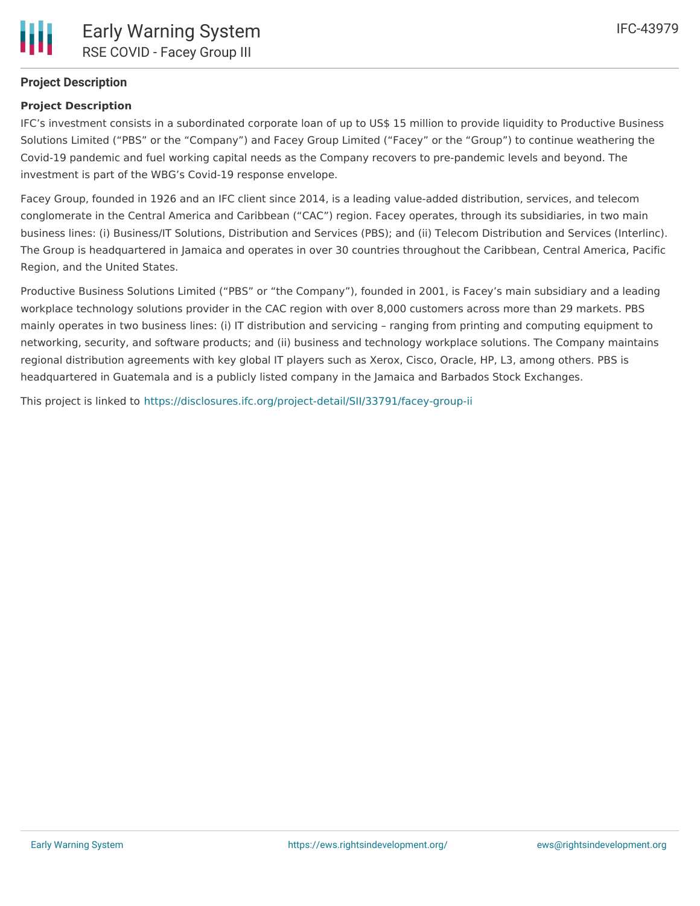## Project Description

### Project Description

IFC's investment consists in a subordinated corporate loan of up to US$ 15 million to provide liquidity to Productive Business Solutions Limited ("PBS" or the "Company") and Facey Group Limited ("Facey" or the "Group") to continue weathering the Covid-19 pandemic and fuel working capital needs as the Company recovers to pre-pandemic levels and beyond. The investment is part of the WBG's Covid-19 response envelope.

Facey Group, founded in 1926 and an IFC client since 2014, is a leading value-added distribution, services, and telecom conglomerate in the Central America and Caribbean ("CAC") region. Facey operates, through its subsidiaries, in two main business lines: (i) Business/IT Solutions, Distribution and Services (PBS); and (ii) Telecom Distribution and Services (Interlinc). The Group is headquartered in Jamaica and operates in over 30 countries throughout the Caribbean, Central America, Pacific Region, and the United States.

Productive Business Solutions Limited ("PBS" or "the Company"), founded in 2001, is Facey's main subsidiary and a leading workplace technology solutions provider in the CAC region with over 8,000 customers across more than 29 markets. PBS mainly operates in two business lines: (i) IT distribution and servicing – ranging from printing and computing equipment to networking, security, and software products; and (ii) business and technology workplace solutions. The Company maintains regional distribution agreements with key global IT players such as Xerox, Cisco, Oracle, HP, L3, among others. PBS is headquartered in Guatemala and is a publicly listed company in the Jamaica and Barbados Stock Exchanges.

This project is linked to https://disclosures.ifc.org/project-detail/SII/33791/facey-group-ii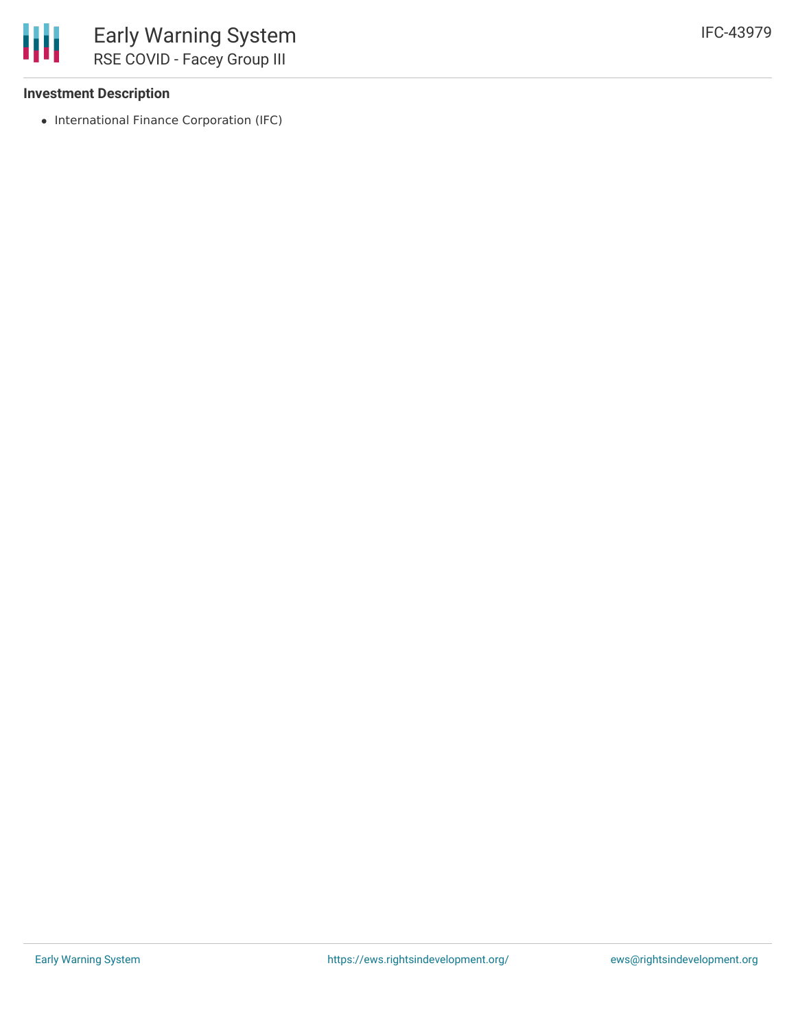### Investment Description

- International Finance Corporation (IFC)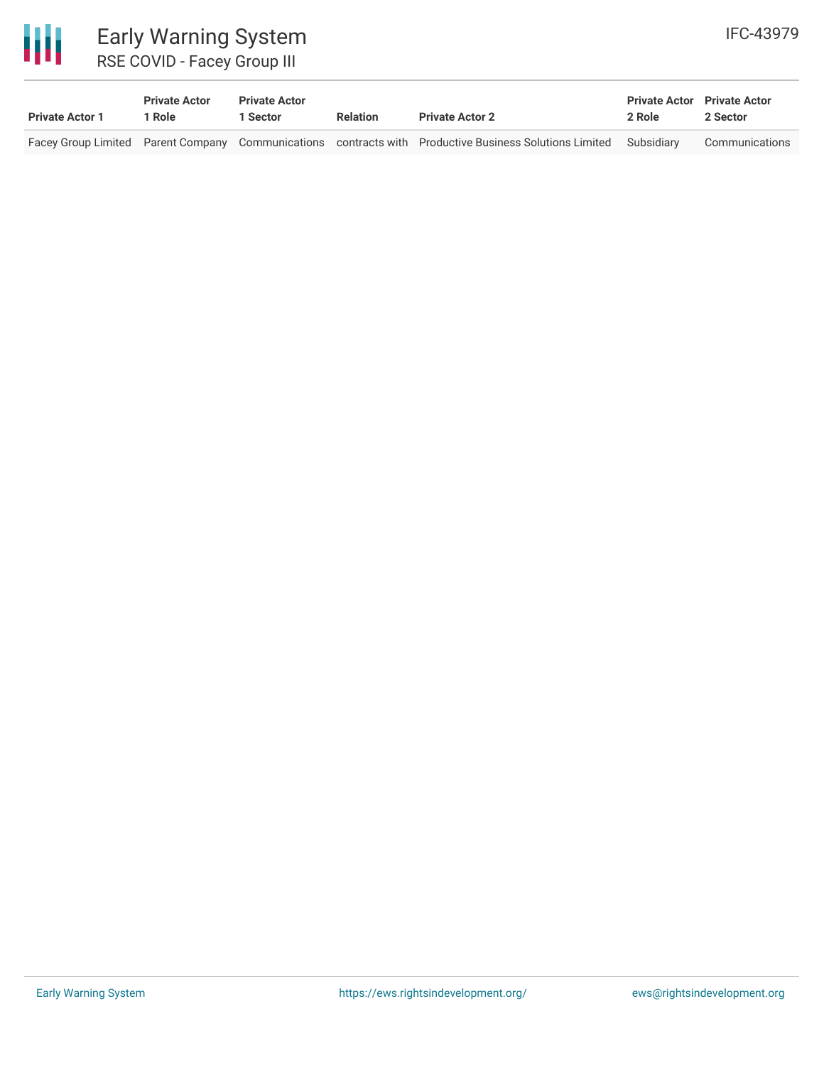| Private Actor 1 | Private Actor 1 Role | Private Actor 1 Sector | Relation | Private Actor 2 | Private Actor 2 Role | Private Actor 2 Sector |
|---|---|---|---|---|---|---|
| Facey Group Limited | Parent Company | Communications | contracts with | Productive Business Solutions Limited | Subsidiary | Communications |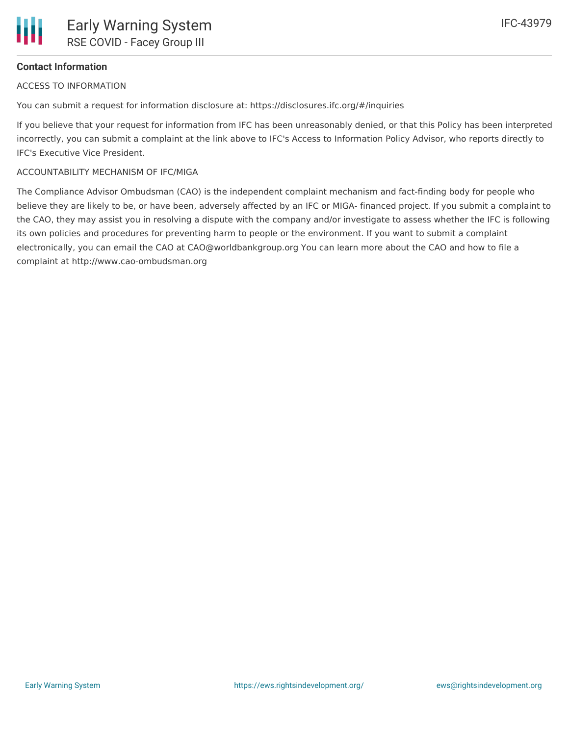**Contact Information**

ACCESS TO INFORMATION

You can submit a request for information disclosure at: https://disclosures.ifc.org/#/inquiries

If you believe that your request for information from IFC has been unreasonably denied, or that this Policy has been interpreted incorrectly, you can submit a complaint at the link above to IFC's Access to Information Policy Advisor, who reports directly to IFC's Executive Vice President.

ACCOUNTABILITY MECHANISM OF IFC/MIGA

The Compliance Advisor Ombudsman (CAO) is the independent complaint mechanism and fact-finding body for people who believe they are likely to be, or have been, adversely affected by an IFC or MIGA- financed project. If you submit a complaint to the CAO, they may assist you in resolving a dispute with the company and/or investigate to assess whether the IFC is following its own policies and procedures for preventing harm to people or the environment. If you want to submit a complaint electronically, you can email the CAO at CAO@worldbankgroup.org You can learn more about the CAO and how to file a complaint at http://www.cao-ombudsman.org